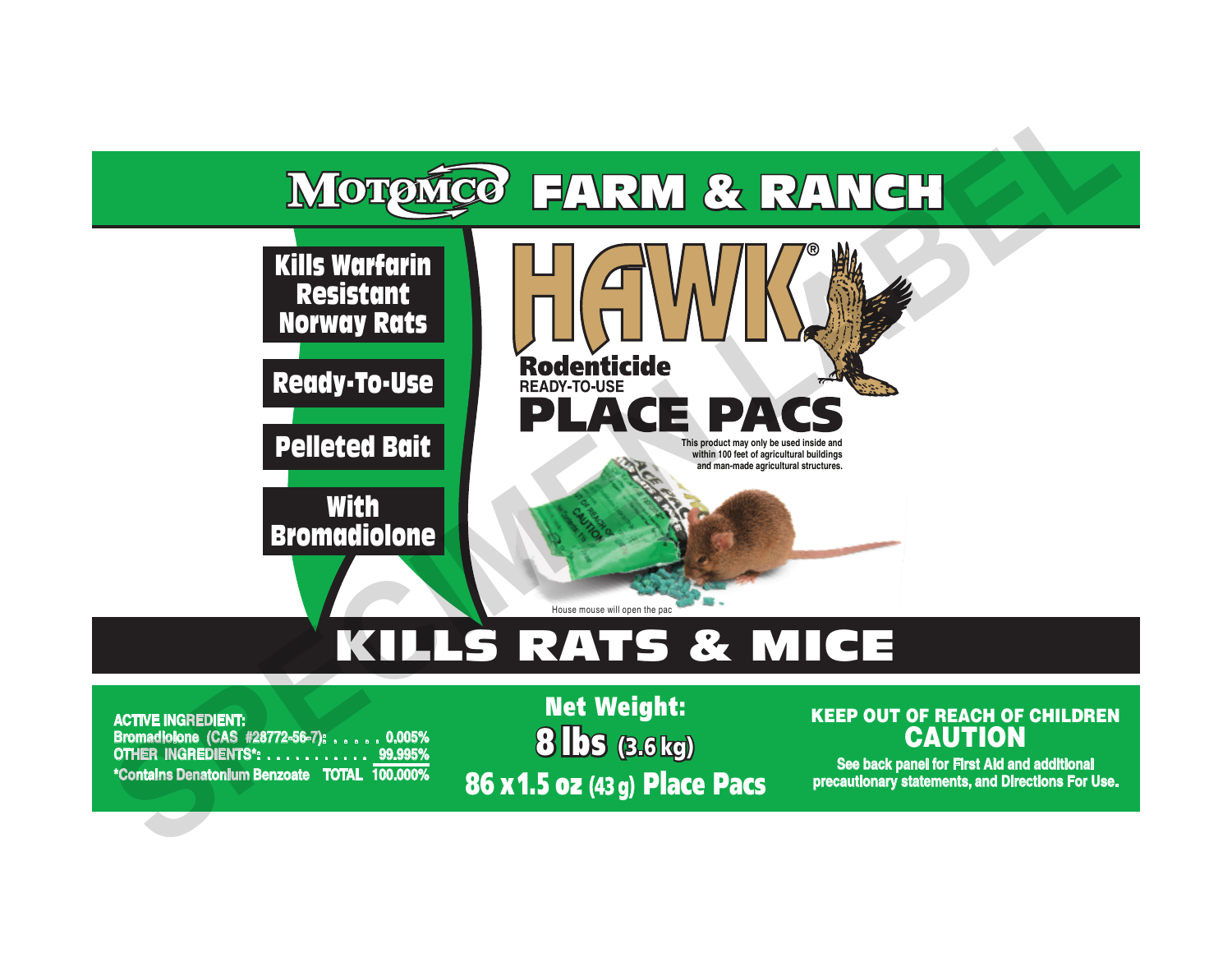# MOTOMCO FARM & RANCH

**Kills Warfarin Resistant Norway Rats**

**Ready-To-Use**

**Pelleted Bait**

**With Bromadiolone**

# HAWK®

## Rodenticide

READY-TO-USE

# PLACE PACS

This product may only be used inside and within 100 feet of agricultural buildings and man-made agricultural structures.

House mouse will open the pac

# KILLS RATS & MICE

**ACTIVE INGREDIENT:**

| | |
|---|---|
| Bromadiolone (CAS #28772-56-7): | 0.005% |
| OTHER INGREDIENTS*: | 99.995% |
| *Contains Denatonium Benzoate TOTAL | 100.000% |

**Net Weight:**

**8 lbs (3.6 kg)**

**86 x 1.5 oz (43 g) Place Pacs**

**KEEP OUT OF REACH OF CHILDREN**

**CAUTION**

See back panel for First Aid and additional precautionary statements, and Directions For Use.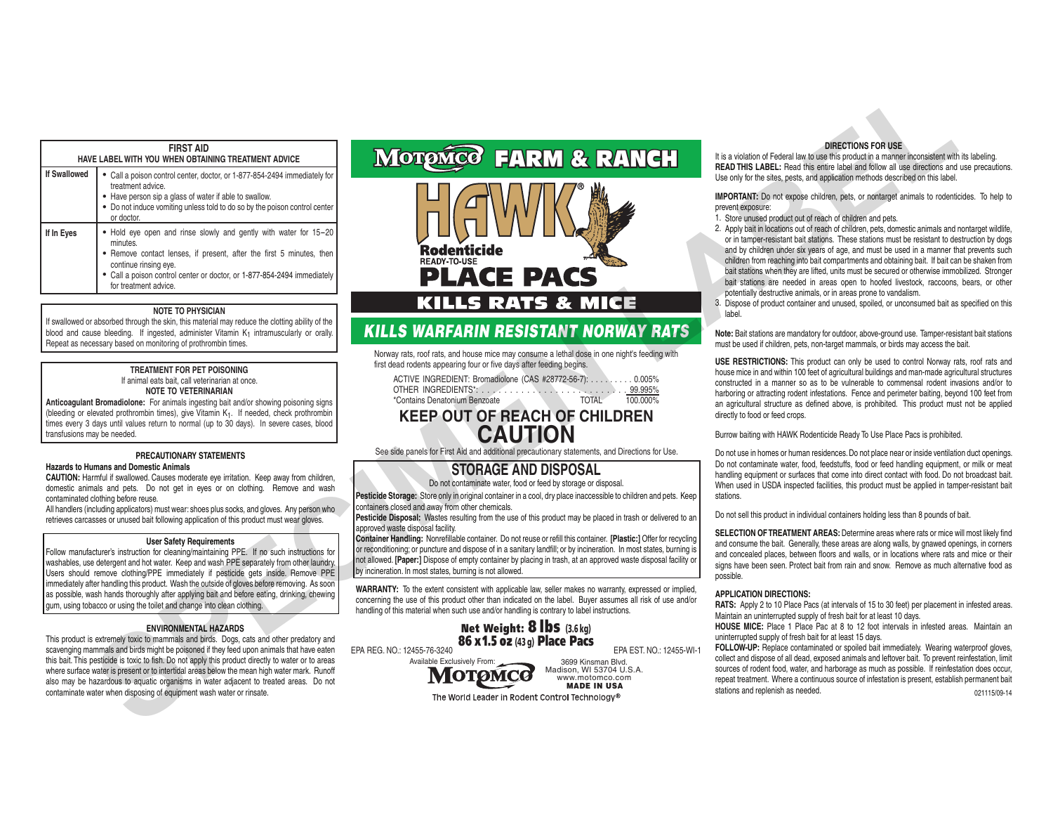## FIRST AID

**HAVE LABEL WITH YOU WHEN OBTAINING TREATMENT ADVICE**

| | |
|---|---|
| **If Swallowed** | • Call a poison control center, doctor, or 1-877-854-2494 immediately for treatment advice.<br>• Have person sip a glass of water if able to swallow.<br>• Do not induce vomiting unless told to do so by the poison control center or doctor. |
| **If In Eyes** | • Hold eye open and rinse slowly and gently with water for 15–20 minutes.<br>• Remove contact lenses, if present, after the first 5 minutes, then continue rinsing eye.<br>• Call a poison control center or doctor, or 1-877-854-2494 immediately for treatment advice. |

### NOTE TO PHYSICIAN

If swallowed or absorbed through the skin, this material may reduce the clotting ability of the blood and cause bleeding. If ingested, administer Vitamin $K_1$ intramuscularly or orally. Repeat as necessary based on monitoring of prothrombin times.

### TREATMENT FOR PET POISONING

If animal eats bait, call veterinarian at once.

**NOTE TO VETERINARIAN**

**Anticoagulant Bromadiolone:** For animals ingesting bait and/or showing poisoning signs (bleeding or elevated prothrombin times), give Vitamin $K_1$. If needed, check prothrombin times every 3 days until values return to normal (up to 30 days). In severe cases, blood transfusions may be needed.

### PRECAUTIONARY STATEMENTS

**Hazards to Humans and Domestic Animals**

**CAUTION:** Harmful if swallowed. Causes moderate eye irritation. Keep away from children, domestic animals and pets. Do not get in eyes or on clothing. Remove and wash contaminated clothing before reuse.

All handlers (including applicators) must wear: shoes plus socks, and gloves. Any person who retrieves carcasses or unused bait following application of this product must wear gloves.

**User Safety Requirements**

Follow manufacturer's instruction for cleaning/maintaining PPE. If no such instructions for washables, use detergent and hot water. Keep and wash PPE separately from other laundry. Users should remove clothing/PPE immediately if pesticide gets inside. Remove PPE immediately after handling this product. Wash the outside of gloves before removing. As soon as possible, wash hands thoroughly after applying bait and before eating, drinking, chewing gum, using tobacco or using the toilet and change into clean clothing.

### ENVIRONMENTAL HAZARDS

This product is extremely toxic to mammals and birds. Dogs, cats and other predatory and scavenging mammals and birds might be poisoned if they feed upon animals that have eaten this bait. This pesticide is toxic to fish. Do not apply this product directly to water or to areas where surface water is present or to intertidal areas below the mean high water mark. Runoff also may be hazardous to aquatic organisms in water adjacent to treated areas. Do not contaminate water when disposing of equipment wash water or rinsate.

# MOTOMCO FARM & RANCH

# HAWK®

## Rodenticide

READY-TO-USE

# PLACE PACS

## KILLS RATS & MICE

## *KILLS WARFARIN RESISTANT NORWAY RATS*

Norway rats, roof rats, and house mice may consume a lethal dose in one night's feeding with first dead rodents appearing four or five days after feeding begins.

| | |
|---|---|
| ACTIVE INGREDIENT: Bromadiolone (CAS #28772-56-7): | 0.005% |
| OTHER INGREDIENTS*: | 99.995% |
| *Contains Denatonium Benzoate TOTAL | 100.000% |

## KEEP OUT OF REACH OF CHILDREN

# CAUTION

See side panels for First Aid and additional precautionary statements, and Directions for Use.

### STORAGE AND DISPOSAL

Do not contaminate water, food or feed by storage or disposal.

**Pesticide Storage:** Store only in original container in a cool, dry place inaccessible to children and pets. Keep containers closed and away from other chemicals.

**Pesticide Disposal:** Wastes resulting from the use of this product may be placed in trash or delivered to an approved waste disposal facility.

**Container Handling:** Nonrefillable container. Do not reuse or refill this container. **[Plastic:]** Offer for recycling or reconditioning; or puncture and dispose of in a sanitary landfill; or by incineration. In most states, burning is not allowed. **[Paper:]** Dispose of empty container by placing in trash, at an approved waste disposal facility or by incineration. In most states, burning is not allowed.

**WARRANTY:** To the extent consistent with applicable law, seller makes no warranty, expressed or implied, concerning the use of this product other than indicated on the label. Buyer assumes all risk of use and/or handling of this material when such use and/or handling is contrary to label instructions.

**Net Weight: 8 lbs (3.6 kg)**
**86 x 1.5 oz (43 g) Place Pacs**

EPA REG. NO.: 12455-76-3240 EPA EST. NO.: 12455-WI-1

Available Exclusively From: MOTOMCO

3699 Kinsman Blvd.
Madison, WI 53704 U.S.A.
www.motomco.com
**MADE IN USA**

The World Leader in Rodent Control Technology®

### DIRECTIONS FOR USE

It is a violation of Federal law to use this product in a manner inconsistent with its labeling.

**READ THIS LABEL:** Read this entire label and follow all use directions and use precautions. Use only for the sites, pests, and application methods described on this label.

**IMPORTANT:** Do not expose children, pets, or nontarget animals to rodenticides. To help to prevent exposure:

1. Store unused product out of reach of children and pets.
2. Apply bait in locations out of reach of children, pets, domestic animals and nontarget wildlife, or in tamper-resistant bait stations. These stations must be resistant to destruction by dogs and by children under six years of age, and must be used in a manner that prevents such children from reaching into bait compartments and obtaining bait. If bait can be shaken from bait stations when they are lifted, units must be secured or otherwise immobilized. Stronger bait stations are needed in areas open to hoofed livestock, raccoons, bears, or other potentially destructive animals, or in areas prone to vandalism.
3. Dispose of product container and unused, spoiled, or unconsumed bait as specified on this label.

**Note:** Bait stations are mandatory for outdoor, above-ground use. Tamper-resistant bait stations must be used if children, pets, non-target mammals, or birds may access the bait.

**USE RESTRICTIONS:** This product can only be used to control Norway rats, roof rats and house mice in and within 100 feet of agricultural buildings and man-made agricultural structures constructed in a manner so as to be vulnerable to commensal rodent invasions and/or to harboring or attracting rodent infestations. Fence and perimeter baiting, beyond 100 feet from an agricultural structure as defined above, is prohibited. This product must not be applied directly to food or feed crops.

Burrow baiting with HAWK Rodenticide Ready To Use Place Pacs is prohibited.

Do not use in homes or human residences. Do not place near or inside ventilation duct openings. Do not contaminate water, food, feedstuffs, food or feed handling equipment, or milk or meat handling equipment or surfaces that come into direct contact with food. Do not broadcast bait. When used in USDA inspected facilities, this product must be applied in tamper-resistant bait stations.

Do not sell this product in individual containers holding less than 8 pounds of bait.

**SELECTION OF TREATMENT AREAS:** Determine areas where rats or mice will most likely find and consume the bait. Generally, these areas are along walls, by gnawed openings, in corners and concealed places, between floors and walls, or in locations where rats and mice or their signs have been seen. Protect bait from rain and snow. Remove as much alternative food as possible.

**APPLICATION DIRECTIONS:**

**RATS:** Apply 2 to 10 Place Pacs (at intervals of 15 to 30 feet) per placement in infested areas. Maintain an uninterrupted supply of fresh bait for at least 10 days.

**HOUSE MICE:** Place 1 Place Pac at 8 to 12 foot intervals in infested areas. Maintain an uninterrupted supply of fresh bait for at least 15 days.

**FOLLOW-UP:** Replace contaminated or spoiled bait immediately. Wearing waterproof gloves, collect and dispose of all dead, exposed animals and leftover bait. To prevent reinfestation, limit sources of rodent food, water, and harborage as much as possible. If reinfestation does occur, repeat treatment. Where a continuous source of infestation is present, establish permanent bait stations and replenish as needed.

021115/09-14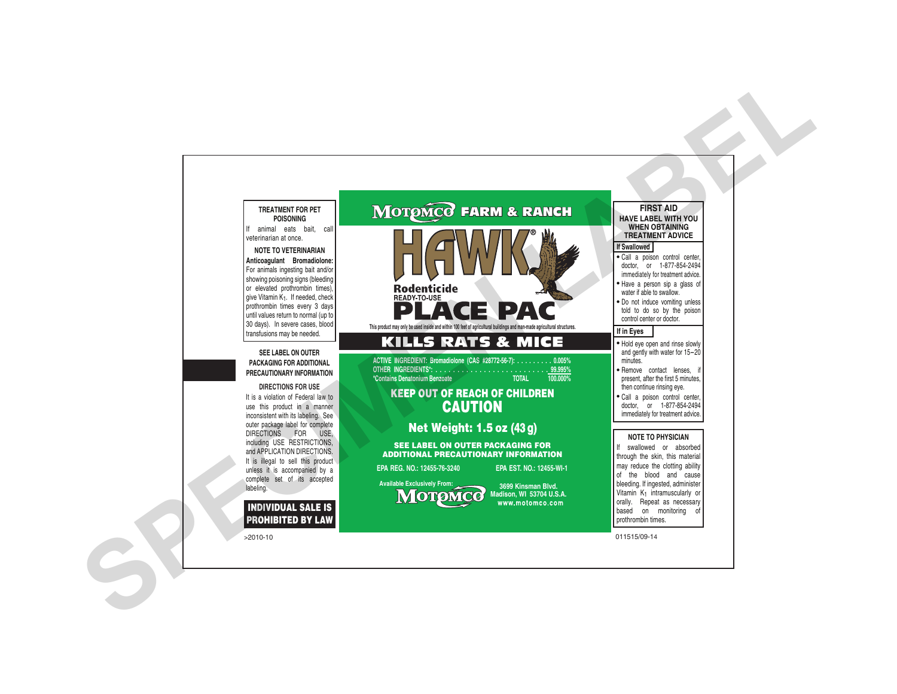**TREATMENT FOR PET POISONING**

If animal eats bait, call veterinarian at once.

**NOTE TO VETERINARIAN**

**Anticoagulant Bromadiolone:** For animals ingesting bait and/or showing poisoning signs (bleeding or elevated prothrombin times), give Vitamin $K_1$. If needed, check prothrombin times every 3 days until values return to normal (up to 30 days). In severe cases, blood transfusions may be needed.

**SEE LABEL ON OUTER PACKAGING FOR ADDITIONAL PRECAUTIONARY INFORMATION**

**DIRECTIONS FOR USE**

It is a violation of Federal law to use this product in a manner inconsistent with its labeling. See outer package label for complete DIRECTIONS FOR USE, including USE RESTRICTIONS, and APPLICATION DIRECTIONS. It is illegal to sell this product unless it is accompanied by a complete set of its accepted labeling.

**INDIVIDUAL SALE IS PROHIBITED BY LAW**

>2010-10

# MOTOMCO FARM & RANCH

# HAWK®

**Rodenticide**

**READY-TO-USE**

# PLACE PAC

This product may only be used inside and within 100 feet of agricultural buildings and man-made agricultural structures.

## KILLS RATS & MICE

| | |
|---|---|
| ACTIVE INGREDIENT: Bromadiolone (CAS #28772-56-7): | 0.005% |
| OTHER INGREDIENTS*: | 99.995% |
| *Contains Denatonium Benzoate TOTAL | 100.000% |

**KEEP OUT OF REACH OF CHILDREN**

**CAUTION**

**Net Weight: 1.5 oz (43 g)**

**SEE LABEL ON OUTER PACKAGING FOR ADDITIONAL PRECAUTIONARY INFORMATION**

EPA REG. NO.: 12455-76-3240

EPA EST. NO.: 12455-WI-1

Available Exclusively From:

MOTOMCO

3699 Kinsman Blvd.
Madison, WI 53704 U.S.A.
www.motomco.com

**FIRST AID**

**HAVE LABEL WITH YOU WHEN OBTAINING TREATMENT ADVICE**

**If Swallowed**

- Call a poison control center, doctor, or 1-877-854-2494 immediately for treatment advice.
- Have a person sip a glass of water if able to swallow.
- Do not induce vomiting unless told to do so by the poison control center or doctor.

**If in Eyes**

- Hold eye open and rinse slowly and gently with water for 15–20 minutes.
- Remove contact lenses, if present, after the first 5 minutes, then continue rinsing eye.
- Call a poison control center, doctor, or 1-877-854-2494 immediately for treatment advice.

**NOTE TO PHYSICIAN**

If swallowed or absorbed through the skin, this material may reduce the clotting ability of the blood and cause bleeding. If ingested, administer Vitamin $K_1$ intramuscularly or orally. Repeat as necessary based on monitoring of prothrombin times.

011515/09-14

SPECIMEN LABEL